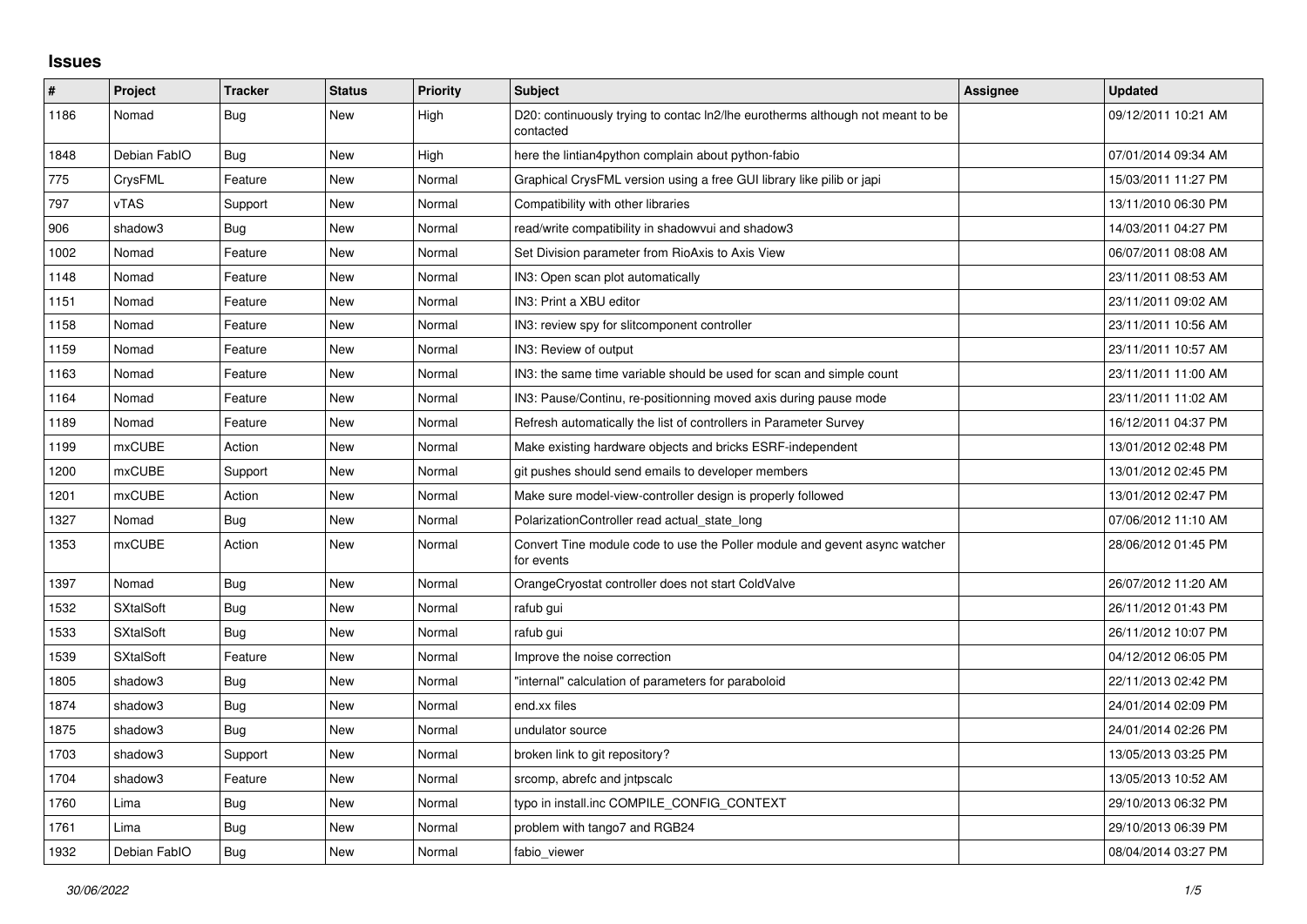## Issues

| # | Project | Tracker | Status | Priority | Subject | Assignee | Updated |
|---|---|---|---|---|---|---|---|
| 1186 | Nomad | Bug | New | High | D20: continuously trying to contac In2/lhe eurotherms although not meant to be contacted | | 09/12/2011 10:21 AM |
| 1848 | Debian FabIO | Bug | New | High | here the lintian4python complain about python-fabio | | 07/01/2014 09:34 AM |
| 775 | CrysFML | Feature | New | Normal | Graphical CrysFML version using a free GUI library like pilib or japi | | 15/03/2011 11:27 PM |
| 797 | vTAS | Support | New | Normal | Compatibility with other libraries | | 13/11/2010 06:30 PM |
| 906 | shadow3 | Bug | New | Normal | read/write compatibility in shadowvui and shadow3 | | 14/03/2011 04:27 PM |
| 1002 | Nomad | Feature | New | Normal | Set Division parameter from RioAxis to Axis View | | 06/07/2011 08:08 AM |
| 1148 | Nomad | Feature | New | Normal | IN3: Open scan plot automatically | | 23/11/2011 08:53 AM |
| 1151 | Nomad | Feature | New | Normal | IN3: Print a XBU editor | | 23/11/2011 09:02 AM |
| 1158 | Nomad | Feature | New | Normal | IN3: review spy for slitcomponent controller | | 23/11/2011 10:56 AM |
| 1159 | Nomad | Feature | New | Normal | IN3: Review of output | | 23/11/2011 10:57 AM |
| 1163 | Nomad | Feature | New | Normal | IN3: the same time variable should be used for scan and simple count | | 23/11/2011 11:00 AM |
| 1164 | Nomad | Feature | New | Normal | IN3: Pause/Continu, re-positionning moved axis during pause mode | | 23/11/2011 11:02 AM |
| 1189 | Nomad | Feature | New | Normal | Refresh automatically the list of controllers in Parameter Survey | | 16/12/2011 04:37 PM |
| 1199 | mxCUBE | Action | New | Normal | Make existing hardware objects and bricks ESRF-independent | | 13/01/2012 02:48 PM |
| 1200 | mxCUBE | Support | New | Normal | git pushes should send emails to developer members | | 13/01/2012 02:45 PM |
| 1201 | mxCUBE | Action | New | Normal | Make sure model-view-controller design is properly followed | | 13/01/2012 02:47 PM |
| 1327 | Nomad | Bug | New | Normal | PolarizationController read actual_state_long | | 07/06/2012 11:10 AM |
| 1353 | mxCUBE | Action | New | Normal | Convert Tine module code to use the Poller module and gevent async watcher for events | | 28/06/2012 01:45 PM |
| 1397 | Nomad | Bug | New | Normal | OrangeCryostat controller does not start ColdValve | | 26/07/2012 11:20 AM |
| 1532 | SXtalSoft | Bug | New | Normal | rafub gui | | 26/11/2012 01:43 PM |
| 1533 | SXtalSoft | Bug | New | Normal | rafub gui | | 26/11/2012 10:07 PM |
| 1539 | SXtalSoft | Feature | New | Normal | Improve the noise correction | | 04/12/2012 06:05 PM |
| 1805 | shadow3 | Bug | New | Normal | "internal" calculation of parameters for paraboloid | | 22/11/2013 02:42 PM |
| 1874 | shadow3 | Bug | New | Normal | end.xx files | | 24/01/2014 02:09 PM |
| 1875 | shadow3 | Bug | New | Normal | undulator source | | 24/01/2014 02:26 PM |
| 1703 | shadow3 | Support | New | Normal | broken link to git repository? | | 13/05/2013 03:25 PM |
| 1704 | shadow3 | Feature | New | Normal | srcomp, abrefc and jntpscalc | | 13/05/2013 10:52 AM |
| 1760 | Lima | Bug | New | Normal | typo in install.inc COMPILE_CONFIG_CONTEXT | | 29/10/2013 06:32 PM |
| 1761 | Lima | Bug | New | Normal | problem with tango7 and RGB24 | | 29/10/2013 06:39 PM |
| 1932 | Debian FabIO | Bug | New | Normal | fabio_viewer | | 08/04/2014 03:27 PM |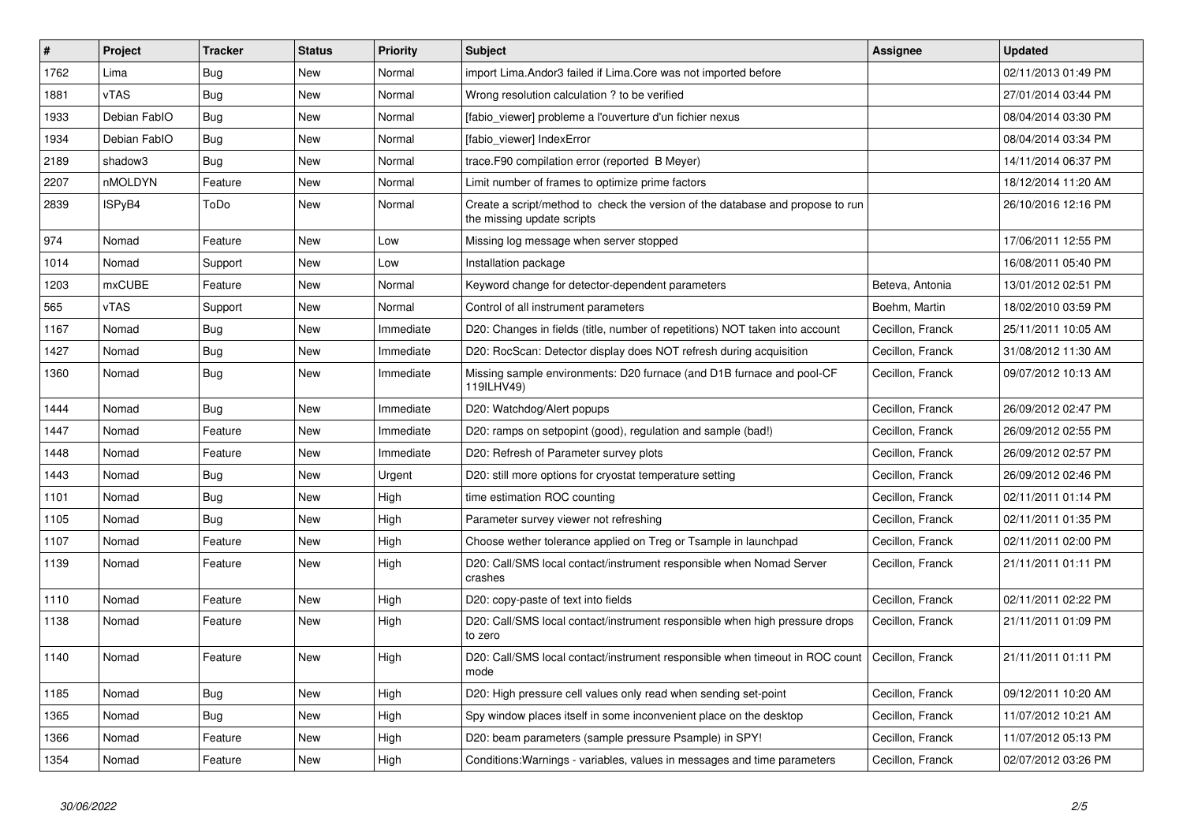| # | Project | Tracker | Status | Priority | Subject | Assignee | Updated |
|---|---|---|---|---|---|---|---|
| 1762 | Lima | Bug | New | Normal | import Lima.Andor3 failed if Lima.Core was not imported before | | 02/11/2013 01:49 PM |
| 1881 | vTAS | Bug | New | Normal | Wrong resolution calculation ? to be verified | | 27/01/2014 03:44 PM |
| 1933 | Debian FabIO | Bug | New | Normal | [fabio_viewer] probleme a l'ouverture d'un fichier nexus | | 08/04/2014 03:30 PM |
| 1934 | Debian FabIO | Bug | New | Normal | [fabio_viewer] IndexError | | 08/04/2014 03:34 PM |
| 2189 | shadow3 | Bug | New | Normal | trace.F90 compilation error (reported B Meyer) | | 14/11/2014 06:37 PM |
| 2207 | nMOLDYN | Feature | New | Normal | Limit number of frames to optimize prime factors | | 18/12/2014 11:20 AM |
| 2839 | ISPyB4 | ToDo | New | Normal | Create a script/method to check the version of the database and propose to run the missing update scripts | | 26/10/2016 12:16 PM |
| 974 | Nomad | Feature | New | Low | Missing log message when server stopped | | 17/06/2011 12:55 PM |
| 1014 | Nomad | Support | New | Low | Installation package | | 16/08/2011 05:40 PM |
| 1203 | mxCUBE | Feature | New | Normal | Keyword change for detector-dependent parameters | Beteva, Antonia | 13/01/2012 02:51 PM |
| 565 | vTAS | Support | New | Normal | Control of all instrument parameters | Boehm, Martin | 18/02/2010 03:59 PM |
| 1167 | Nomad | Bug | New | Immediate | D20: Changes in fields (title, number of repetitions) NOT taken into account | Cecillon, Franck | 25/11/2011 10:05 AM |
| 1427 | Nomad | Bug | New | Immediate | D20: RocScan: Detector display does NOT refresh during acquisition | Cecillon, Franck | 31/08/2012 11:30 AM |
| 1360 | Nomad | Bug | New | Immediate | Missing sample environments: D20 furnace (and D1B furnace and pool-CF 119ILHV49) | Cecillon, Franck | 09/07/2012 10:13 AM |
| 1444 | Nomad | Bug | New | Immediate | D20: Watchdog/Alert popups | Cecillon, Franck | 26/09/2012 02:47 PM |
| 1447 | Nomad | Feature | New | Immediate | D20: ramps on setpopint (good), regulation and sample (bad!) | Cecillon, Franck | 26/09/2012 02:55 PM |
| 1448 | Nomad | Feature | New | Immediate | D20: Refresh of Parameter survey plots | Cecillon, Franck | 26/09/2012 02:57 PM |
| 1443 | Nomad | Bug | New | Urgent | D20: still more options for cryostat temperature setting | Cecillon, Franck | 26/09/2012 02:46 PM |
| 1101 | Nomad | Bug | New | High | time estimation ROC counting | Cecillon, Franck | 02/11/2011 01:14 PM |
| 1105 | Nomad | Bug | New | High | Parameter survey viewer not refreshing | Cecillon, Franck | 02/11/2011 01:35 PM |
| 1107 | Nomad | Feature | New | High | Choose wether tolerance applied on Treg or Tsample in launchpad | Cecillon, Franck | 02/11/2011 02:00 PM |
| 1139 | Nomad | Feature | New | High | D20: Call/SMS local contact/instrument responsible when Nomad Server crashes | Cecillon, Franck | 21/11/2011 01:11 PM |
| 1110 | Nomad | Feature | New | High | D20: copy-paste of text into fields | Cecillon, Franck | 02/11/2011 02:22 PM |
| 1138 | Nomad | Feature | New | High | D20: Call/SMS local contact/instrument responsible when high pressure drops to zero | Cecillon, Franck | 21/11/2011 01:09 PM |
| 1140 | Nomad | Feature | New | High | D20: Call/SMS local contact/instrument responsible when timeout in ROC count mode | Cecillon, Franck | 21/11/2011 01:11 PM |
| 1185 | Nomad | Bug | New | High | D20: High pressure cell values only read when sending set-point | Cecillon, Franck | 09/12/2011 10:20 AM |
| 1365 | Nomad | Bug | New | High | Spy window places itself in some inconvenient place on the desktop | Cecillon, Franck | 11/07/2012 10:21 AM |
| 1366 | Nomad | Feature | New | High | D20: beam parameters (sample pressure Psample) in SPY! | Cecillon, Franck | 11/07/2012 05:13 PM |
| 1354 | Nomad | Feature | New | High | Conditions:Warnings - variables, values in messages and time parameters | Cecillon, Franck | 02/07/2012 03:26 PM |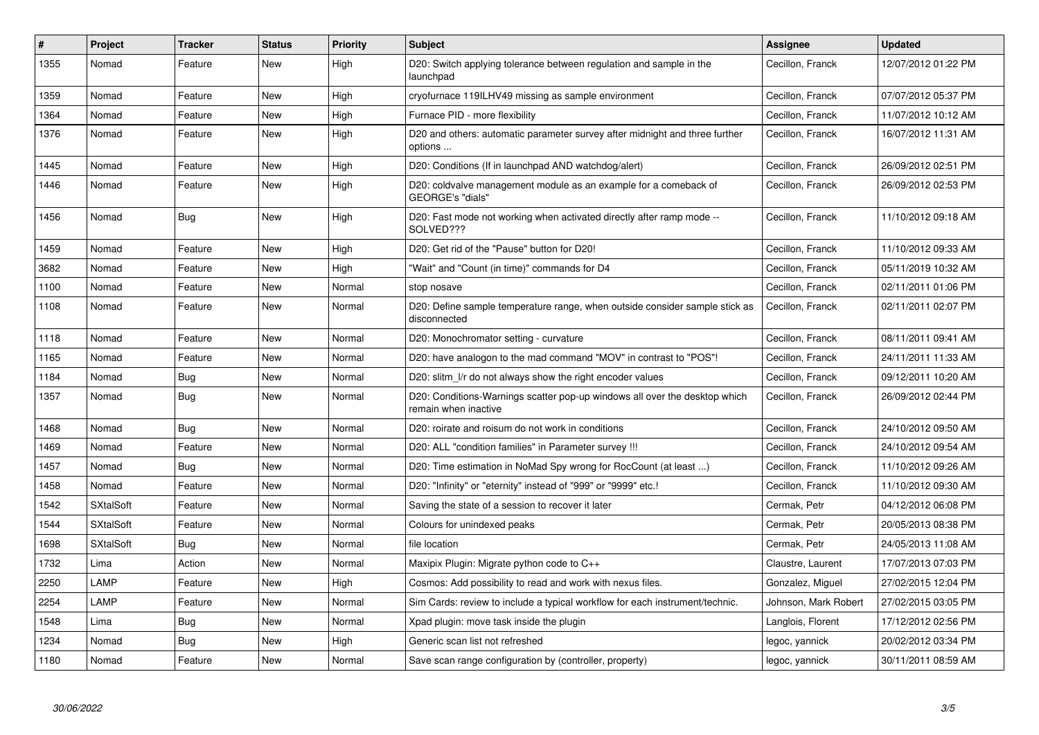| # | Project | Tracker | Status | Priority | Subject | Assignee | Updated |
|---|---|---|---|---|---|---|---|
| 1355 | Nomad | Feature | New | High | D20: Switch applying tolerance between regulation and sample in the launchpad | Cecillon, Franck | 12/07/2012 01:22 PM |
| 1359 | Nomad | Feature | New | High | cryofurnace 119ILHV49 missing as sample environment | Cecillon, Franck | 07/07/2012 05:37 PM |
| 1364 | Nomad | Feature | New | High | Furnace PID - more flexibility | Cecillon, Franck | 11/07/2012 10:12 AM |
| 1376 | Nomad | Feature | New | High | D20 and others: automatic parameter survey after midnight and three further options ... | Cecillon, Franck | 16/07/2012 11:31 AM |
| 1445 | Nomad | Feature | New | High | D20: Conditions (If in launchpad AND watchdog/alert) | Cecillon, Franck | 26/09/2012 02:51 PM |
| 1446 | Nomad | Feature | New | High | D20: coldvalve management module as an example for a comeback of GEORGE's "dials" | Cecillon, Franck | 26/09/2012 02:53 PM |
| 1456 | Nomad | Bug | New | High | D20: Fast mode not working when activated directly after ramp mode -- SOLVED??? | Cecillon, Franck | 11/10/2012 09:18 AM |
| 1459 | Nomad | Feature | New | High | D20: Get rid of the "Pause" button for D20! | Cecillon, Franck | 11/10/2012 09:33 AM |
| 3682 | Nomad | Feature | New | High | "Wait" and "Count (in time)" commands for D4 | Cecillon, Franck | 05/11/2019 10:32 AM |
| 1100 | Nomad | Feature | New | Normal | stop nosave | Cecillon, Franck | 02/11/2011 01:06 PM |
| 1108 | Nomad | Feature | New | Normal | D20: Define sample temperature range, when outside consider sample stick as disconnected | Cecillon, Franck | 02/11/2011 02:07 PM |
| 1118 | Nomad | Feature | New | Normal | D20: Monochromator setting - curvature | Cecillon, Franck | 08/11/2011 09:41 AM |
| 1165 | Nomad | Feature | New | Normal | D20: have analogon to the mad command "MOV" in contrast to "POS"! | Cecillon, Franck | 24/11/2011 11:33 AM |
| 1184 | Nomad | Bug | New | Normal | D20: slitm_l/r do not always show the right encoder values | Cecillon, Franck | 09/12/2011 10:20 AM |
| 1357 | Nomad | Bug | New | Normal | D20: Conditions-Warnings scatter pop-up windows all over the desktop which remain when inactive | Cecillon, Franck | 26/09/2012 02:44 PM |
| 1468 | Nomad | Bug | New | Normal | D20: roirate and roisum do not work in conditions | Cecillon, Franck | 24/10/2012 09:50 AM |
| 1469 | Nomad | Feature | New | Normal | D20: ALL "condition families" in Parameter survey !!! | Cecillon, Franck | 24/10/2012 09:54 AM |
| 1457 | Nomad | Bug | New | Normal | D20: Time estimation in NoMad Spy wrong for RocCount (at least ...) | Cecillon, Franck | 11/10/2012 09:26 AM |
| 1458 | Nomad | Feature | New | Normal | D20: "Infinity" or "eternity" instead of "999" or "9999" etc.! | Cecillon, Franck | 11/10/2012 09:30 AM |
| 1542 | SXtalSoft | Feature | New | Normal | Saving the state of a session to recover it later | Cermak, Petr | 04/12/2012 06:08 PM |
| 1544 | SXtalSoft | Feature | New | Normal | Colours for unindexed peaks | Cermak, Petr | 20/05/2013 08:38 PM |
| 1698 | SXtalSoft | Bug | New | Normal | file location | Cermak, Petr | 24/05/2013 11:08 AM |
| 1732 | Lima | Action | New | Normal | Maxipix Plugin: Migrate python code to C++ | Claustre, Laurent | 17/07/2013 07:03 PM |
| 2250 | LAMP | Feature | New | High | Cosmos: Add possibility to read and work with nexus files. | Gonzalez, Miguel | 27/02/2015 12:04 PM |
| 2254 | LAMP | Feature | New | Normal | Sim Cards: review to include a typical workflow for each instrument/technic. | Johnson, Mark Robert | 27/02/2015 03:05 PM |
| 1548 | Lima | Bug | New | Normal | Xpad plugin: move task inside the plugin | Langlois, Florent | 17/12/2012 02:56 PM |
| 1234 | Nomad | Bug | New | High | Generic scan list not refreshed | legoc, yannick | 20/02/2012 03:34 PM |
| 1180 | Nomad | Feature | New | Normal | Save scan range configuration by (controller, property) | legoc, yannick | 30/11/2011 08:59 AM |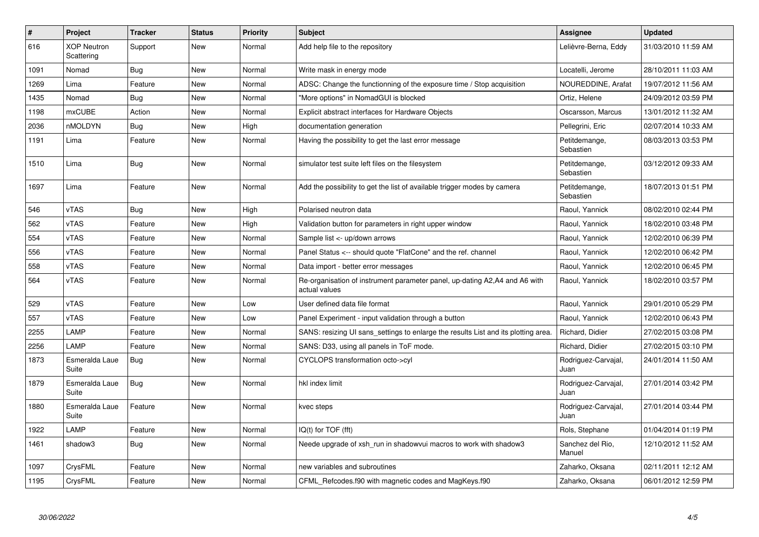| # | Project | Tracker | Status | Priority | Subject | Assignee | Updated |
|---|---|---|---|---|---|---|---|
| 616 | XOP Neutron Scattering | Support | New | Normal | Add help file to the repository | Lelièvre-Berna, Eddy | 31/03/2010 11:59 AM |
| 1091 | Nomad | Bug | New | Normal | Write mask in energy mode | Locatelli, Jerome | 28/10/2011 11:03 AM |
| 1269 | Lima | Feature | New | Normal | ADSC: Change the functionning of the exposure time / Stop acquisition | NOUREDDINE, Arafat | 19/07/2012 11:56 AM |
| 1435 | Nomad | Bug | New | Normal | "More options" in NomadGUI is blocked | Ortiz, Helene | 24/09/2012 03:59 PM |
| 1198 | mxCUBE | Action | New | Normal | Explicit abstract interfaces for Hardware Objects | Oscarsson, Marcus | 13/01/2012 11:32 AM |
| 2036 | nMOLDYN | Bug | New | High | documentation generation | Pellegrini, Eric | 02/07/2014 10:33 AM |
| 1191 | Lima | Feature | New | Normal | Having the possibility to get the last error message | Petitdemange, Sebastien | 08/03/2013 03:53 PM |
| 1510 | Lima | Bug | New | Normal | simulator test suite left files on the filesystem | Petitdemange, Sebastien | 03/12/2012 09:33 AM |
| 1697 | Lima | Feature | New | Normal | Add the possibility to get the list of available trigger modes by camera | Petitdemange, Sebastien | 18/07/2013 01:51 PM |
| 546 | vTAS | Bug | New | High | Polarised neutron data | Raoul, Yannick | 08/02/2010 02:44 PM |
| 562 | vTAS | Feature | New | High | Validation button for parameters in right upper window | Raoul, Yannick | 18/02/2010 03:48 PM |
| 554 | vTAS | Feature | New | Normal | Sample list <- up/down arrows | Raoul, Yannick | 12/02/2010 06:39 PM |
| 556 | vTAS | Feature | New | Normal | Panel Status <-- should quote "FlatCone" and the ref. channel | Raoul, Yannick | 12/02/2010 06:42 PM |
| 558 | vTAS | Feature | New | Normal | Data import - better error messages | Raoul, Yannick | 12/02/2010 06:45 PM |
| 564 | vTAS | Feature | New | Normal | Re-organisation of instrument parameter panel, up-dating A2,A4 and A6 with actual values | Raoul, Yannick | 18/02/2010 03:57 PM |
| 529 | vTAS | Feature | New | Low | User defined data file format | Raoul, Yannick | 29/01/2010 05:29 PM |
| 557 | vTAS | Feature | New | Low | Panel Experiment - input validation through a button | Raoul, Yannick | 12/02/2010 06:43 PM |
| 2255 | LAMP | Feature | New | Normal | SANS: resizing UI sans_settings to enlarge the results List and its plotting area. | Richard, Didier | 27/02/2015 03:08 PM |
| 2256 | LAMP | Feature | New | Normal | SANS: D33, using all panels in ToF mode. | Richard, Didier | 27/02/2015 03:10 PM |
| 1873 | Esmeralda Laue Suite | Bug | New | Normal | CYCLOPS transformation octo->cyl | Rodriguez-Carvajal, Juan | 24/01/2014 11:50 AM |
| 1879 | Esmeralda Laue Suite | Bug | New | Normal | hkl index limit | Rodriguez-Carvajal, Juan | 27/01/2014 03:42 PM |
| 1880 | Esmeralda Laue Suite | Feature | New | Normal | kvec steps | Rodriguez-Carvajal, Juan | 27/01/2014 03:44 PM |
| 1922 | LAMP | Feature | New | Normal | IQ(t) for TOF (fft) | Rols, Stephane | 01/04/2014 01:19 PM |
| 1461 | shadow3 | Bug | New | Normal | Neede upgrade of xsh_run in shadowvui macros to work with shadow3 | Sanchez del Rio, Manuel | 12/10/2012 11:52 AM |
| 1097 | CrysFML | Feature | New | Normal | new variables and subroutines | Zaharko, Oksana | 02/11/2011 12:12 AM |
| 1195 | CrysFML | Feature | New | Normal | CFML_Refcodes.f90 with magnetic codes and MagKeys.f90 | Zaharko, Oksana | 06/01/2012 12:59 PM |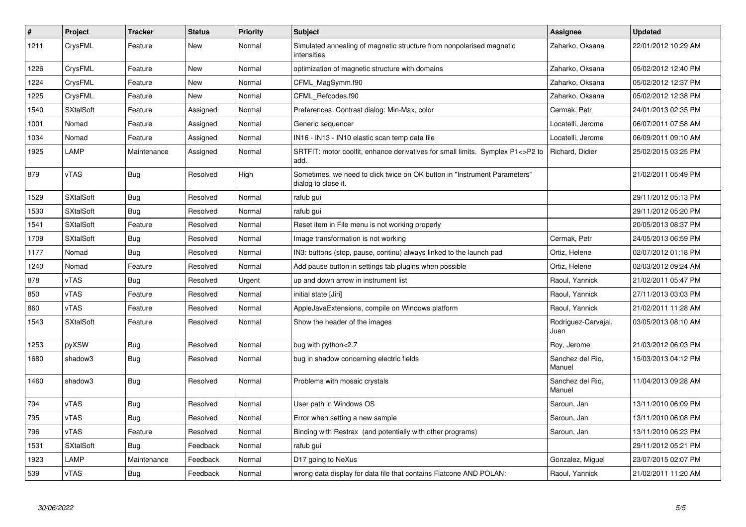| # | Project | Tracker | Status | Priority | Subject | Assignee | Updated |
|---|---|---|---|---|---|---|---|
| 1211 | CrysFML | Feature | New | Normal | Simulated annealing of magnetic structure from nonpolarised magnetic intensities | Zaharko, Oksana | 22/01/2012 10:29 AM |
| 1226 | CrysFML | Feature | New | Normal | optimization of magnetic structure with domains | Zaharko, Oksana | 05/02/2012 12:40 PM |
| 1224 | CrysFML | Feature | New | Normal | CFML_MagSymm.f90 | Zaharko, Oksana | 05/02/2012 12:37 PM |
| 1225 | CrysFML | Feature | New | Normal | CFML_Refcodes.f90 | Zaharko, Oksana | 05/02/2012 12:38 PM |
| 1540 | SXtalSoft | Feature | Assigned | Normal | Preferences: Contrast dialog: Min-Max, color | Cermak, Petr | 24/01/2013 02:35 PM |
| 1001 | Nomad | Feature | Assigned | Normal | Generic sequencer | Locatelli, Jerome | 06/07/2011 07:58 AM |
| 1034 | Nomad | Feature | Assigned | Normal | IN16 - IN13 - IN10 elastic scan temp data file | Locatelli, Jerome | 06/09/2011 09:10 AM |
| 1925 | LAMP | Maintenance | Assigned | Normal | SRTFIT: motor coolfit, enhance derivatives for small limits. Symplex P1<>P2 to add. | Richard, Didier | 25/02/2015 03:25 PM |
| 879 | vTAS | Bug | Resolved | High | Sometimes, we need to click twice on OK button in "Instrument Parameters" dialog to close it. | | 21/02/2011 05:49 PM |
| 1529 | SXtalSoft | Bug | Resolved | Normal | rafub gui | | 29/11/2012 05:13 PM |
| 1530 | SXtalSoft | Bug | Resolved | Normal | rafub gui | | 29/11/2012 05:20 PM |
| 1541 | SXtalSoft | Feature | Resolved | Normal | Reset item in File menu is not working properly | | 20/05/2013 08:37 PM |
| 1709 | SXtalSoft | Bug | Resolved | Normal | Image transformation is not working | Cermak, Petr | 24/05/2013 06:59 PM |
| 1177 | Nomad | Bug | Resolved | Normal | IN3: buttons (stop, pause, continu) always linked to the launch pad | Ortiz, Helene | 02/07/2012 01:18 PM |
| 1240 | Nomad | Feature | Resolved | Normal | Add pause button in settings tab plugins when possible | Ortiz, Helene | 02/03/2012 09:24 AM |
| 878 | vTAS | Bug | Resolved | Urgent | up and down arrow in instrument list | Raoul, Yannick | 21/02/2011 05:47 PM |
| 850 | vTAS | Feature | Resolved | Normal | initial state [Jiri] | Raoul, Yannick | 27/11/2013 03:03 PM |
| 860 | vTAS | Feature | Resolved | Normal | AppleJavaExtensions, compile on Windows platform | Raoul, Yannick | 21/02/2011 11:28 AM |
| 1543 | SXtalSoft | Feature | Resolved | Normal | Show the header of the images | Rodriguez-Carvajal, Juan | 03/05/2013 08:10 AM |
| 1253 | pyXSW | Bug | Resolved | Normal | bug with python<2.7 | Roy, Jerome | 21/03/2012 06:03 PM |
| 1680 | shadow3 | Bug | Resolved | Normal | bug in shadow concerning electric fields | Sanchez del Rio, Manuel | 15/03/2013 04:12 PM |
| 1460 | shadow3 | Bug | Resolved | Normal | Problems with mosaic crystals | Sanchez del Rio, Manuel | 11/04/2013 09:28 AM |
| 794 | vTAS | Bug | Resolved | Normal | User path in Windows OS | Saroun, Jan | 13/11/2010 06:09 PM |
| 795 | vTAS | Bug | Resolved | Normal | Error when setting a new sample | Saroun, Jan | 13/11/2010 06:08 PM |
| 796 | vTAS | Feature | Resolved | Normal | Binding with Restrax (and potentially with other programs) | Saroun, Jan | 13/11/2010 06:23 PM |
| 1531 | SXtalSoft | Bug | Feedback | Normal | rafub gui | | 29/11/2012 05:21 PM |
| 1923 | LAMP | Maintenance | Feedback | Normal | D17 going to NeXus | Gonzalez, Miguel | 23/07/2015 02:07 PM |
| 539 | vTAS | Bug | Feedback | Normal | wrong data display for data file that contains Flatcone AND POLAN: | Raoul, Yannick | 21/02/2011 11:20 AM |